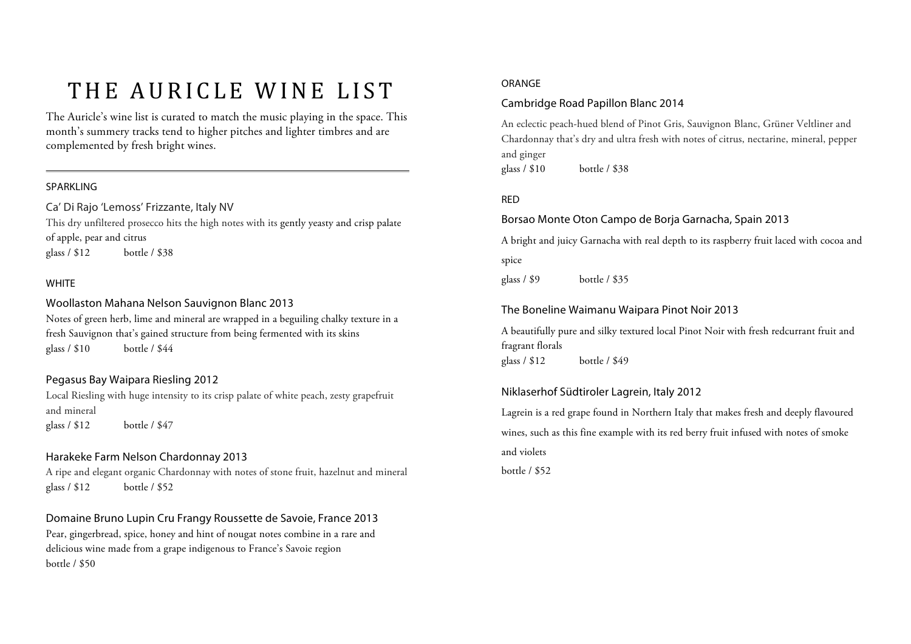# THE AURICLE WINE LIST

The Auricle's wine list is curated to match the music playing in the space. This month's summery tracks tend to higher pitches and lighter timbres and are complemented by fresh bright wines.

---

## SPARKLING

### Ca' Di Rajo 'Lemoss' Frizzante, Italy NV

This dry unfiltered prosecco hits the high notes with its gently yeasty and crisp palate of apple, pear and citrus

glass / $12 bottle / $38

## WHITE

### Woollaston Mahana Nelson Sauvignon Blanc 2013

Notes of green herb, lime and mineral are wrapped in a beguiling chalky texture in a fresh Sauvignon that's gained structure from being fermented with its skins

glass / $10 bottle / $44

### Pegasus Bay Waipara Riesling 2012

Local Riesling with huge intensity to its crisp palate of white peach, zesty grapefruit and mineral

glass / $12 bottle / $47

### Harakeke Farm Nelson Chardonnay 2013

A ripe and elegant organic Chardonnay with notes of stone fruit, hazelnut and mineral

glass / $12 bottle / $52

### Domaine Bruno Lupin Cru Frangy Roussette de Savoie, France 2013

Pear, gingerbread, spice, honey and hint of nougat notes combine in a rare and delicious wine made from a grape indigenous to France's Savoie region

bottle / $50

## ORANGE

### Cambridge Road Papillon Blanc 2014

An eclectic peach-hued blend of Pinot Gris, Sauvignon Blanc, Grüner Veltliner and Chardonnay that's dry and ultra fresh with notes of citrus, nectarine, mineral, pepper and ginger

glass / $10 bottle / $38

## RED

### Borsao Monte Oton Campo de Borja Garnacha, Spain 2013

A bright and juicy Garnacha with real depth to its raspberry fruit laced with cocoa and spice

glass / $9 bottle / $35

### The Boneline Waimanu Waipara Pinot Noir 2013

A beautifully pure and silky textured local Pinot Noir with fresh redcurrant fruit and fragrant florals

glass / $12 bottle / $49

### Niklaserhof Südtiroler Lagrein, Italy 2012

Lagrein is a red grape found in Northern Italy that makes fresh and deeply flavoured wines, such as this fine example with its red berry fruit infused with notes of smoke and violets

bottle / $52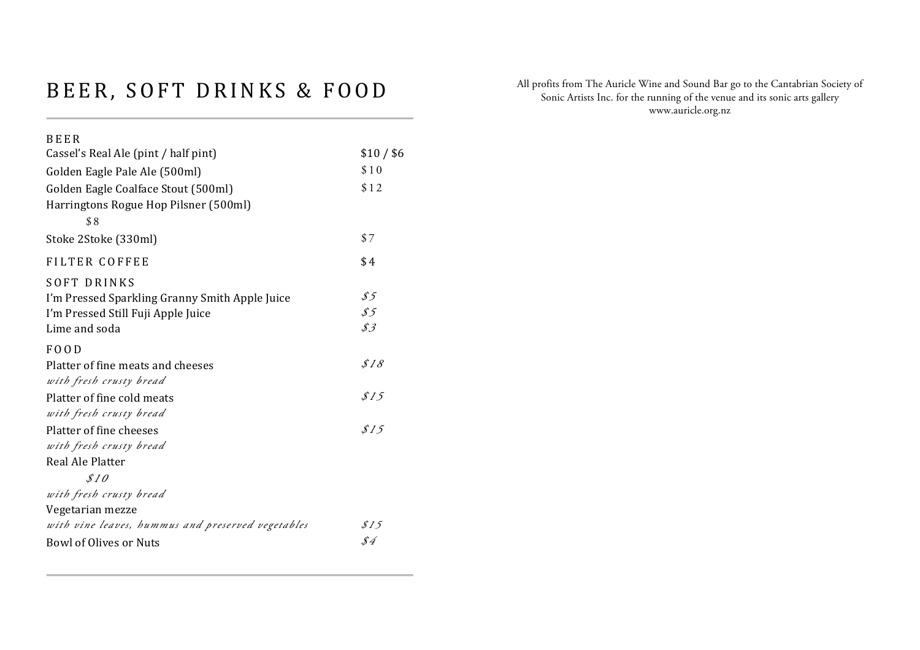# BEER, SOFT DRINKS & FOOD

All profits from The Auricle Wine and Sound Bar go to the Cantabrian Society of Sonic Artists Inc. for the running of the venue and its sonic arts gallery
www.auricle.org.nz

| | |
|---|---|
| **BEER** | |
| Cassel's Real Ale (pint / half pint) | $10 / $6 |
| Golden Eagle Pale Ale (500ml) | $10 |
| Golden Eagle Coalface Stout (500ml) | $12 |
| Harringtons Rogue Hop Pilsner (500ml) | $8 |
| Stoke 2Stoke (330ml) | $7 |
| **FILTER COFFEE** | $4 |
| **SOFT DRINKS** | |
| I'm Pressed Sparkling Granny Smith Apple Juice | *$5* |
| I'm Pressed Still Fuji Apple Juice | *$5* |
| Lime and soda | *$3* |
| **FOOD** | |
| Platter of fine meats and cheeses *with fresh crusty bread* | *$18* |
| Platter of fine cold meats *with fresh crusty bread* | *$15* |
| Platter of fine cheeses *with fresh crusty bread* | *$15* |
| Real Ale Platter *with fresh crusty bread* | *$10* |
| Vegetarian mezze *with vine leaves, hummus and preserved vegetables* | *$15* |
| Bowl of Olives or Nuts | *$4* |